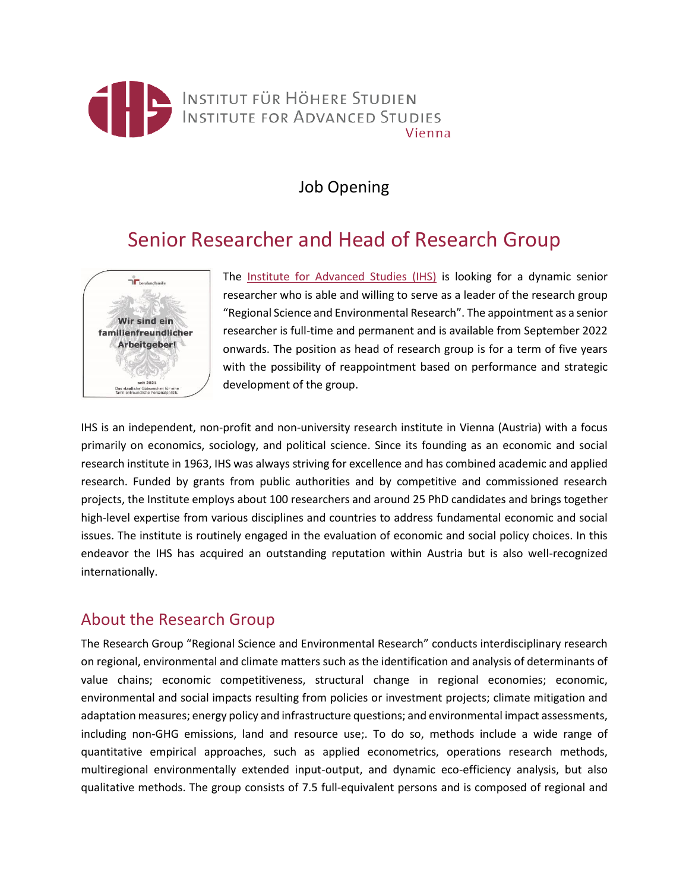Institut für Höhere Studien
Institute for Advanced Studies
Vienna

Job Opening

# Senior Researcher and Head of Research Group

Wir sind ein familienfreundlicher Arbeitgeber!

The [Institute for Advanced Studies (IHS)](https://www.ihs.ac.at) is looking for a dynamic senior researcher who is able and willing to serve as a leader of the research group "Regional Science and Environmental Research". The appointment as a senior researcher is full-time and permanent and is available from September 2022 onwards. The position as head of research group is for a term of five years with the possibility of reappointment based on performance and strategic development of the group.

IHS is an independent, non-profit and non-university research institute in Vienna (Austria) with a focus primarily on economics, sociology, and political science. Since its founding as an economic and social research institute in 1963, IHS was always striving for excellence and has combined academic and applied research. Funded by grants from public authorities and by competitive and commissioned research projects, the Institute employs about 100 researchers and around 25 PhD candidates and brings together high-level expertise from various disciplines and countries to address fundamental economic and social issues. The institute is routinely engaged in the evaluation of economic and social policy choices. In this endeavor the IHS has acquired an outstanding reputation within Austria but is also well-recognized internationally.

## About the Research Group

The Research Group "Regional Science and Environmental Research" conducts interdisciplinary research on regional, environmental and climate matters such as the identification and analysis of determinants of value chains; economic competitiveness, structural change in regional economies; economic, environmental and social impacts resulting from policies or investment projects; climate mitigation and adaptation measures; energy policy and infrastructure questions; and environmental impact assessments, including non-GHG emissions, land and resource use;. To do so, methods include a wide range of quantitative empirical approaches, such as applied econometrics, operations research methods, multiregional environmentally extended input-output, and dynamic eco-efficiency analysis, but also qualitative methods. The group consists of 7.5 full-equivalent persons and is composed of regional and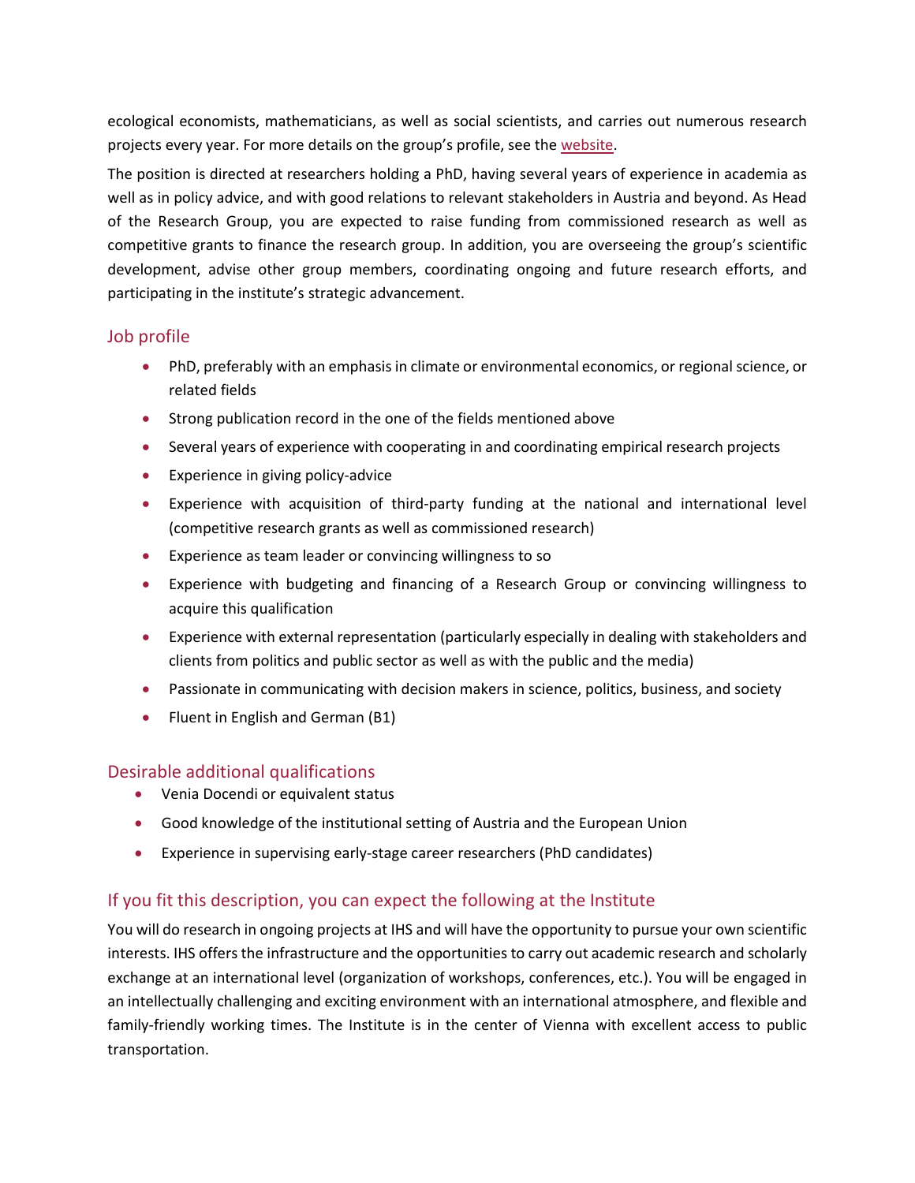ecological economists, mathematicians, as well as social scientists, and carries out numerous research projects every year. For more details on the group's profile, see the website.

The position is directed at researchers holding a PhD, having several years of experience in academia as well as in policy advice, and with good relations to relevant stakeholders in Austria and beyond. As Head of the Research Group, you are expected to raise funding from commissioned research as well as competitive grants to finance the research group. In addition, you are overseeing the group's scientific development, advise other group members, coordinating ongoing and future research efforts, and participating in the institute's strategic advancement.

## Job profile

- PhD, preferably with an emphasis in climate or environmental economics, or regional science, or related fields
- Strong publication record in the one of the fields mentioned above
- Several years of experience with cooperating in and coordinating empirical research projects
- Experience in giving policy-advice
- Experience with acquisition of third-party funding at the national and international level (competitive research grants as well as commissioned research)
- Experience as team leader or convincing willingness to so
- Experience with budgeting and financing of a Research Group or convincing willingness to acquire this qualification
- Experience with external representation (particularly especially in dealing with stakeholders and clients from politics and public sector as well as with the public and the media)
- Passionate in communicating with decision makers in science, politics, business, and society
- Fluent in English and German (B1)

## Desirable additional qualifications

- Venia Docendi or equivalent status
- Good knowledge of the institutional setting of Austria and the European Union
- Experience in supervising early-stage career researchers (PhD candidates)

## If you fit this description, you can expect the following at the Institute

You will do research in ongoing projects at IHS and will have the opportunity to pursue your own scientific interests. IHS offers the infrastructure and the opportunities to carry out academic research and scholarly exchange at an international level (organization of workshops, conferences, etc.). You will be engaged in an intellectually challenging and exciting environment with an international atmosphere, and flexible and family-friendly working times. The Institute is in the center of Vienna with excellent access to public transportation.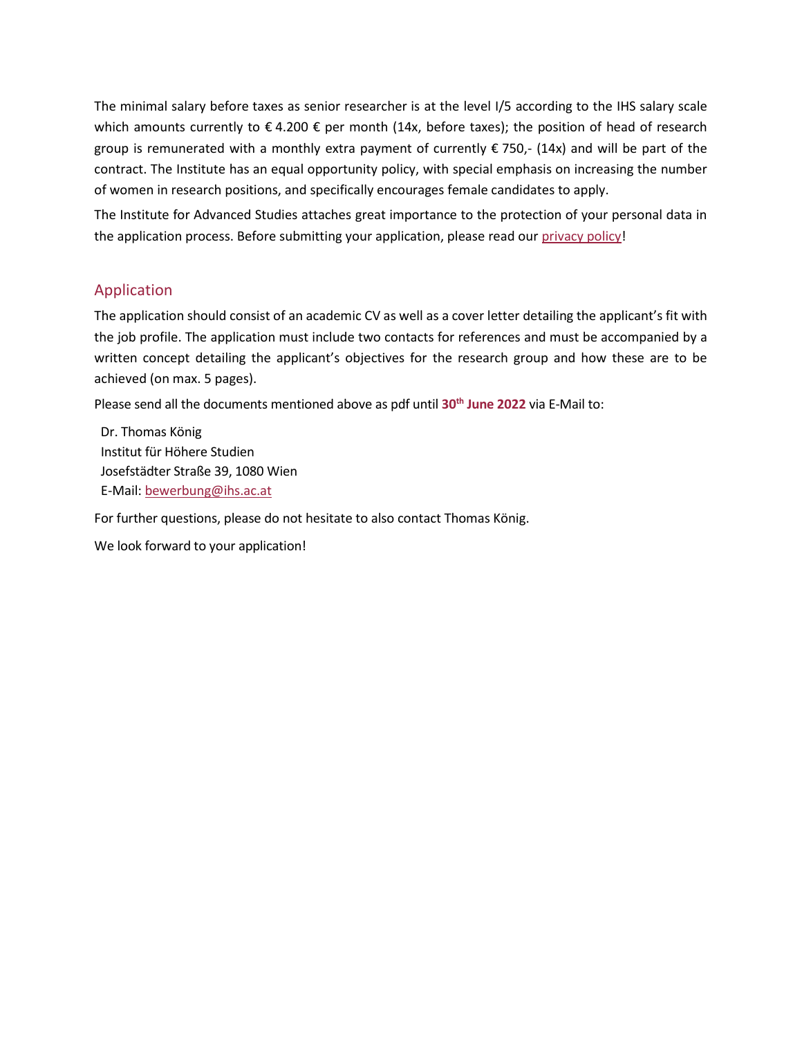The minimal salary before taxes as senior researcher is at the level I/5 according to the IHS salary scale which amounts currently to € 4.200 € per month (14x, before taxes); the position of head of research group is remunerated with a monthly extra payment of currently € 750,- (14x) and will be part of the contract. The Institute has an equal opportunity policy, with special emphasis on increasing the number of women in research positions, and specifically encourages female candidates to apply.

The Institute for Advanced Studies attaches great importance to the protection of your personal data in the application process. Before submitting your application, please read our privacy policy!

## Application

The application should consist of an academic CV as well as a cover letter detailing the applicant's fit with the job profile. The application must include two contacts for references and must be accompanied by a written concept detailing the applicant's objectives for the research group and how these are to be achieved (on max. 5 pages).

Please send all the documents mentioned above as pdf until **30th June 2022** via E-Mail to:

Dr. Thomas König
Institut für Höhere Studien
Josefstädter Straße 39, 1080 Wien
E-Mail: bewerbung@ihs.ac.at

For further questions, please do not hesitate to also contact Thomas König.

We look forward to your application!